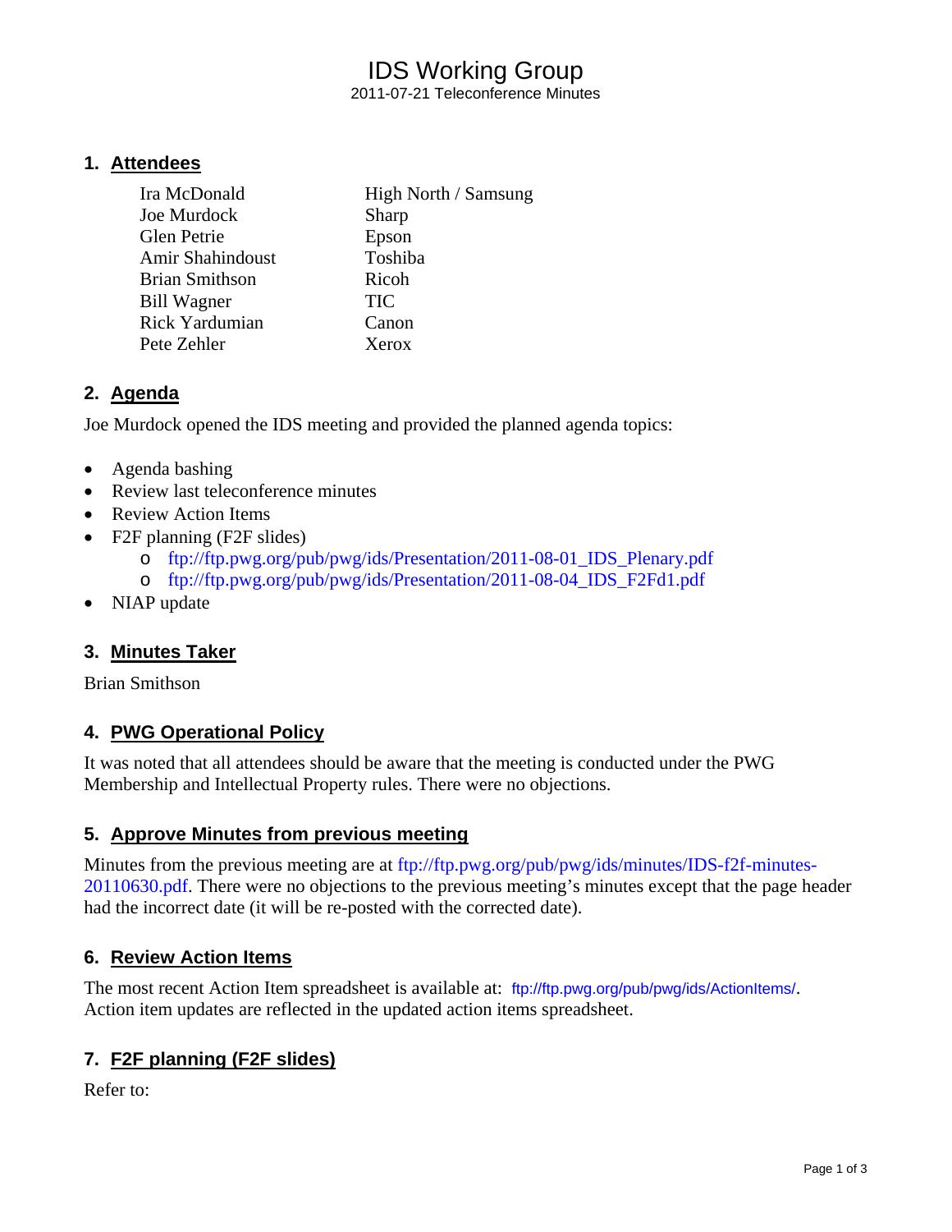# IDS Working Group

2011-07-21 Teleconference Minutes

## 1. Attendees

| | |
|---|---|
| Ira McDonald | High North / Samsung |
| Joe Murdock | Sharp |
| Glen Petrie | Epson |
| Amir Shahindoust | Toshiba |
| Brian Smithson | Ricoh |
| Bill Wagner | TIC |
| Rick Yardumian | Canon |
| Pete Zehler | Xerox |

## 2. Agenda

Joe Murdock opened the IDS meeting and provided the planned agenda topics:

- Agenda bashing
- Review last teleconference minutes
- Review Action Items
- F2F planning (F2F slides)
  - ftp://ftp.pwg.org/pub/pwg/ids/Presentation/2011-08-01_IDS_Plenary.pdf
  - ftp://ftp.pwg.org/pub/pwg/ids/Presentation/2011-08-04_IDS_F2Fd1.pdf
- NIAP update

## 3. Minutes Taker

Brian Smithson

## 4. PWG Operational Policy

It was noted that all attendees should be aware that the meeting is conducted under the PWG Membership and Intellectual Property rules. There were no objections.

## 5. Approve Minutes from previous meeting

Minutes from the previous meeting are at ftp://ftp.pwg.org/pub/pwg/ids/minutes/IDS-f2f-minutes-20110630.pdf. There were no objections to the previous meeting's minutes except that the page header had the incorrect date (it will be re-posted with the corrected date).

## 6. Review Action Items

The most recent Action Item spreadsheet is available at: ftp://ftp.pwg.org/pub/pwg/ids/ActionItems/. Action item updates are reflected in the updated action items spreadsheet.

## 7. F2F planning (F2F slides)

Refer to: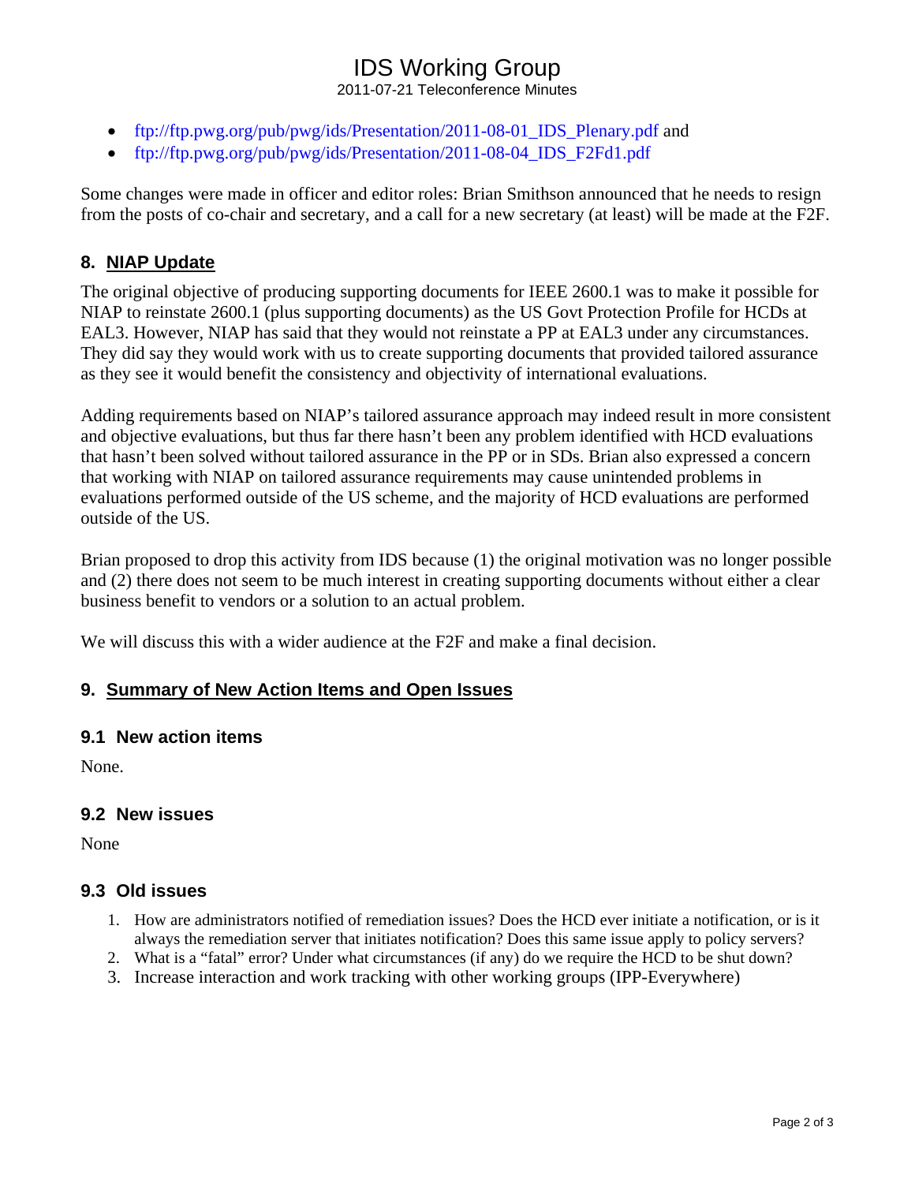- ftp://ftp.pwg.org/pub/pwg/ids/Presentation/2011-08-01_IDS_Plenary.pdf and
- ftp://ftp.pwg.org/pub/pwg/ids/Presentation/2011-08-04_IDS_F2Fd1.pdf

Some changes were made in officer and editor roles: Brian Smithson announced that he needs to resign from the posts of co-chair and secretary, and a call for a new secretary (at least) will be made at the F2F.

## 8. NIAP Update

The original objective of producing supporting documents for IEEE 2600.1 was to make it possible for NIAP to reinstate 2600.1 (plus supporting documents) as the US Govt Protection Profile for HCDs at EAL3. However, NIAP has said that they would not reinstate a PP at EAL3 under any circumstances. They did say they would work with us to create supporting documents that provided tailored assurance as they see it would benefit the consistency and objectivity of international evaluations.

Adding requirements based on NIAP's tailored assurance approach may indeed result in more consistent and objective evaluations, but thus far there hasn't been any problem identified with HCD evaluations that hasn't been solved without tailored assurance in the PP or in SDs. Brian also expressed a concern that working with NIAP on tailored assurance requirements may cause unintended problems in evaluations performed outside of the US scheme, and the majority of HCD evaluations are performed outside of the US.

Brian proposed to drop this activity from IDS because (1) the original motivation was no longer possible and (2) there does not seem to be much interest in creating supporting documents without either a clear business benefit to vendors or a solution to an actual problem.

We will discuss this with a wider audience at the F2F and make a final decision.

## 9. Summary of New Action Items and Open Issues

### 9.1 New action items

None.

### 9.2 New issues

None

### 9.3 Old issues

1. How are administrators notified of remediation issues? Does the HCD ever initiate a notification, or is it always the remediation server that initiates notification? Does this same issue apply to policy servers?
2. What is a "fatal" error? Under what circumstances (if any) do we require the HCD to be shut down?
3. Increase interaction and work tracking with other working groups (IPP-Everywhere)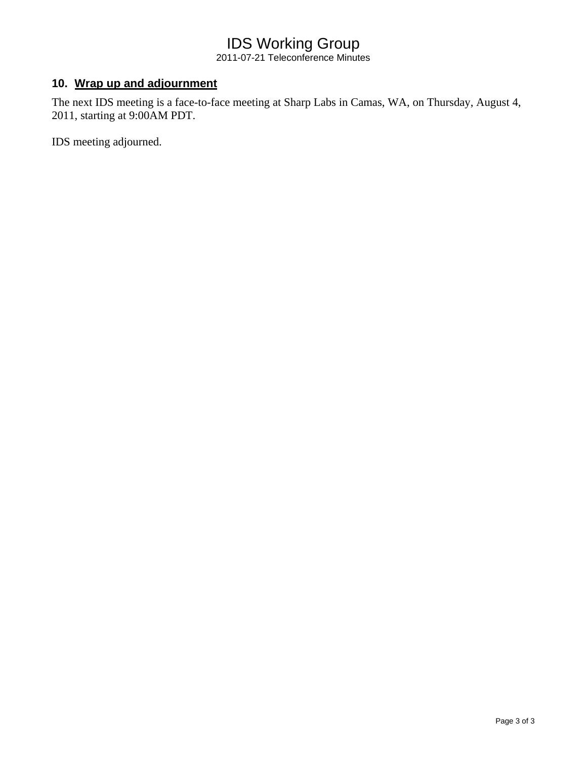## 10. Wrap up and adjournment

The next IDS meeting is a face-to-face meeting at Sharp Labs in Camas, WA, on Thursday, August 4, 2011, starting at 9:00AM PDT.

IDS meeting adjourned.